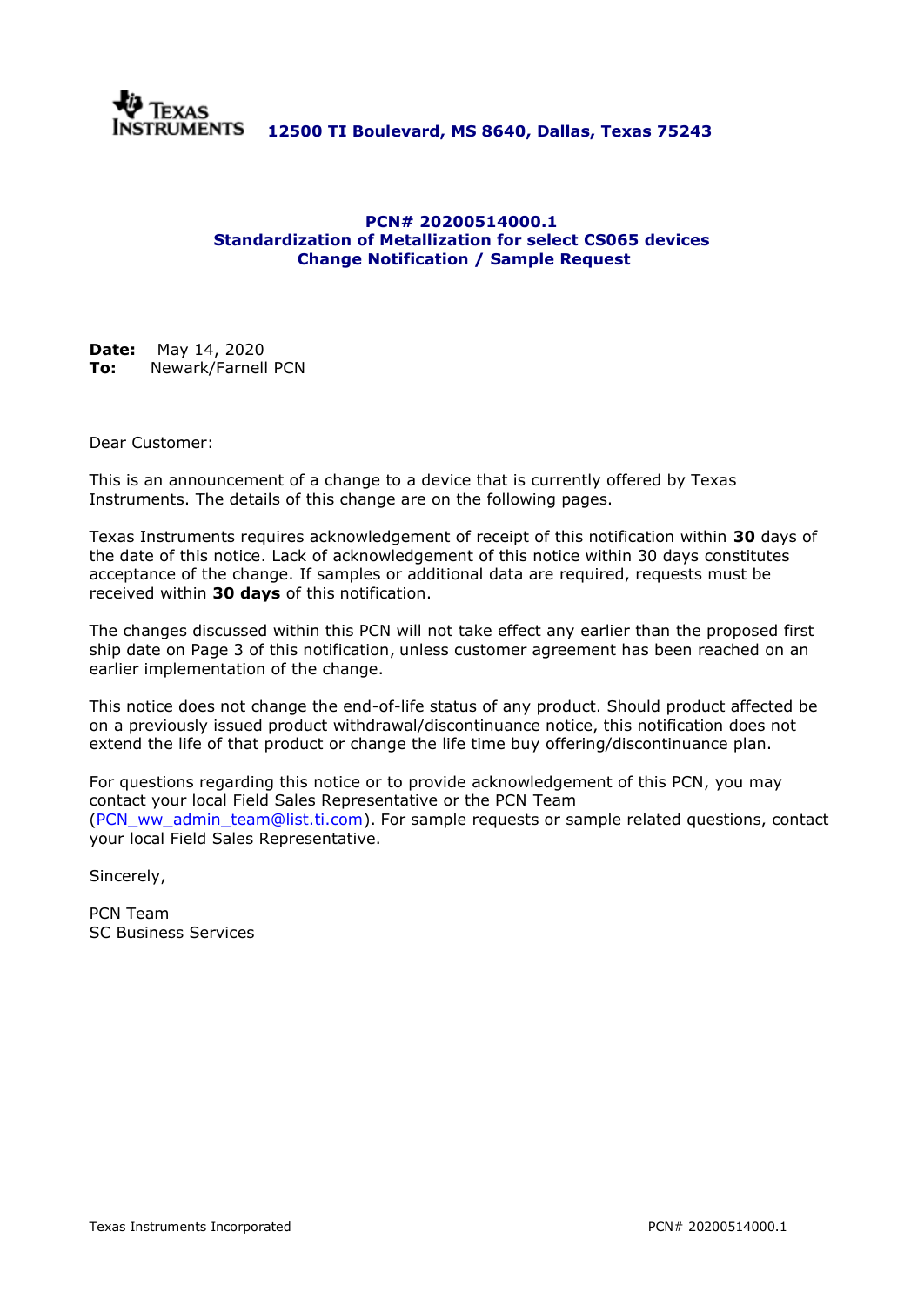**Texas Instruments** **12500 TI Boulevard, MS 8640, Dallas, Texas 75243**

**PCN# 20200514000.1**
**Standardization of Metallization for select CS065 devices**
**Change Notification / Sample Request**

**Date:** May 14, 2020
**To:** Newark/Farnell PCN

Dear Customer:

This is an announcement of a change to a device that is currently offered by Texas Instruments. The details of this change are on the following pages.

Texas Instruments requires acknowledgement of receipt of this notification within **30** days of the date of this notice. Lack of acknowledgement of this notice within 30 days constitutes acceptance of the change. If samples or additional data are required, requests must be received within **30 days** of this notification.

The changes discussed within this PCN will not take effect any earlier than the proposed first ship date on Page 3 of this notification, unless customer agreement has been reached on an earlier implementation of the change.

This notice does not change the end-of-life status of any product. Should product affected be on a previously issued product withdrawal/discontinuance notice, this notification does not extend the life of that product or change the life time buy offering/discontinuance plan.

For questions regarding this notice or to provide acknowledgement of this PCN, you may contact your local Field Sales Representative or the PCN Team (PCN_ww_admin_team@list.ti.com). For sample requests or sample related questions, contact your local Field Sales Representative.

Sincerely,

PCN Team
SC Business Services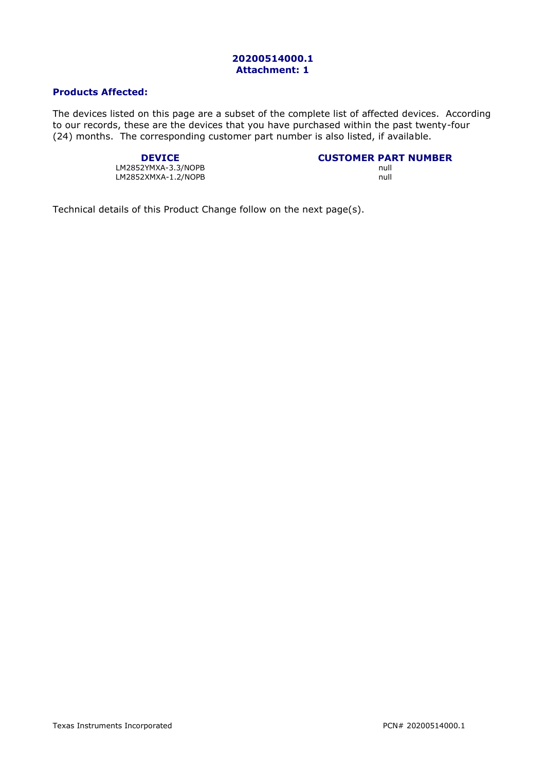**20200514000.1**
**Attachment: 1**

## Products Affected:

The devices listed on this page are a subset of the complete list of affected devices. According to our records, these are the devices that you have purchased within the past twenty-four (24) months. The corresponding customer part number is also listed, if available.

| DEVICE | CUSTOMER PART NUMBER |
| --- | --- |
| LM2852YMXA-3.3/NOPB | null |
| LM2852XMXA-1.2/NOPB | null |

Technical details of this Product Change follow on the next page(s).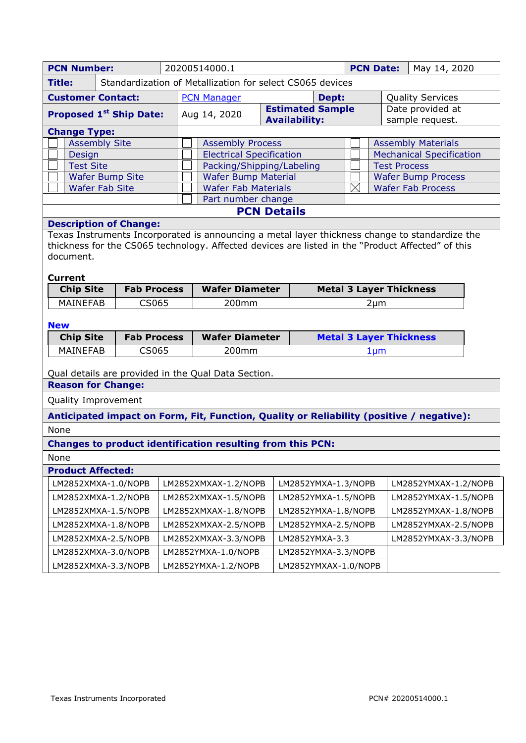| **PCN Number:** | 20200514000.1 | **PCN Date:** | May 14, 2020 |
|---|---|---|---|

| **Title:** | Standardization of Metallization for select CS065 devices |
|---|---|

| **Customer Contact:** | PCN Manager | **Dept:** | Quality Services |
|---|---|---|---|
| **Proposed 1st Ship Date:** | Aug 14, 2020 | **Estimated Sample Availability:** | Date provided at sample request. |

**Change Type:**

| | | | | | |
|---|---|---|---|---|---|
| ☐ | Assembly Site | ☐ | Assembly Process | ☐ | Assembly Materials |
| ☐ | Design | ☐ | Electrical Specification | ☐ | Mechanical Specification |
| ☐ | Test Site | ☐ | Packing/Shipping/Labeling | ☐ | Test Process |
| ☐ | Wafer Bump Site | ☐ | Wafer Bump Material | ☐ | Wafer Bump Process |
| ☐ | Wafer Fab Site | ☐ | Wafer Fab Materials | ☒ | Wafer Fab Process |
| | | ☐ | Part number change | | |

## PCN Details

**Description of Change:**

Texas Instruments Incorporated is announcing a metal layer thickness change to standardize the thickness for the CS065 technology. Affected devices are listed in the "Product Affected" of this document.

**Current**

| Chip Site | Fab Process | Wafer Diameter | Metal 3 Layer Thickness |
|---|---|---|---|
| MAINEFAB | CS065 | 200mm | 2µm |

**New**

| Chip Site | Fab Process | Wafer Diameter | Metal 3 Layer Thickness |
|---|---|---|---|
| MAINEFAB | CS065 | 200mm | 1µm |

Qual details are provided in the Qual Data Section.

**Reason for Change:**

Quality Improvement

**Anticipated impact on Form, Fit, Function, Quality or Reliability (positive / negative):**

None

**Changes to product identification resulting from this PCN:**

None

**Product Affected:**

| | | | |
|---|---|---|---|
| LM2852XMXA-1.0/NOPB | LM2852XMXAX-1.2/NOPB | LM2852YMXA-1.3/NOPB | LM2852YMXAX-1.2/NOPB |
| LM2852XMXA-1.2/NOPB | LM2852XMXAX-1.5/NOPB | LM2852YMXA-1.5/NOPB | LM2852YMXAX-1.5/NOPB |
| LM2852XMXA-1.5/NOPB | LM2852XMXAX-1.8/NOPB | LM2852YMXA-1.8/NOPB | LM2852YMXAX-1.8/NOPB |
| LM2852XMXA-1.8/NOPB | LM2852XMXAX-2.5/NOPB | LM2852YMXA-2.5/NOPB | LM2852YMXAX-2.5/NOPB |
| LM2852XMXA-2.5/NOPB | LM2852XMXAX-3.3/NOPB | LM2852YMXA-3.3 | LM2852YMXAX-3.3/NOPB |
| LM2852XMXA-3.0/NOPB | LM2852YMXA-1.0/NOPB | LM2852YMXA-3.3/NOPB | |
| LM2852XMXA-3.3/NOPB | LM2852YMXA-1.2/NOPB | LM2852YMXAX-1.0/NOPB | |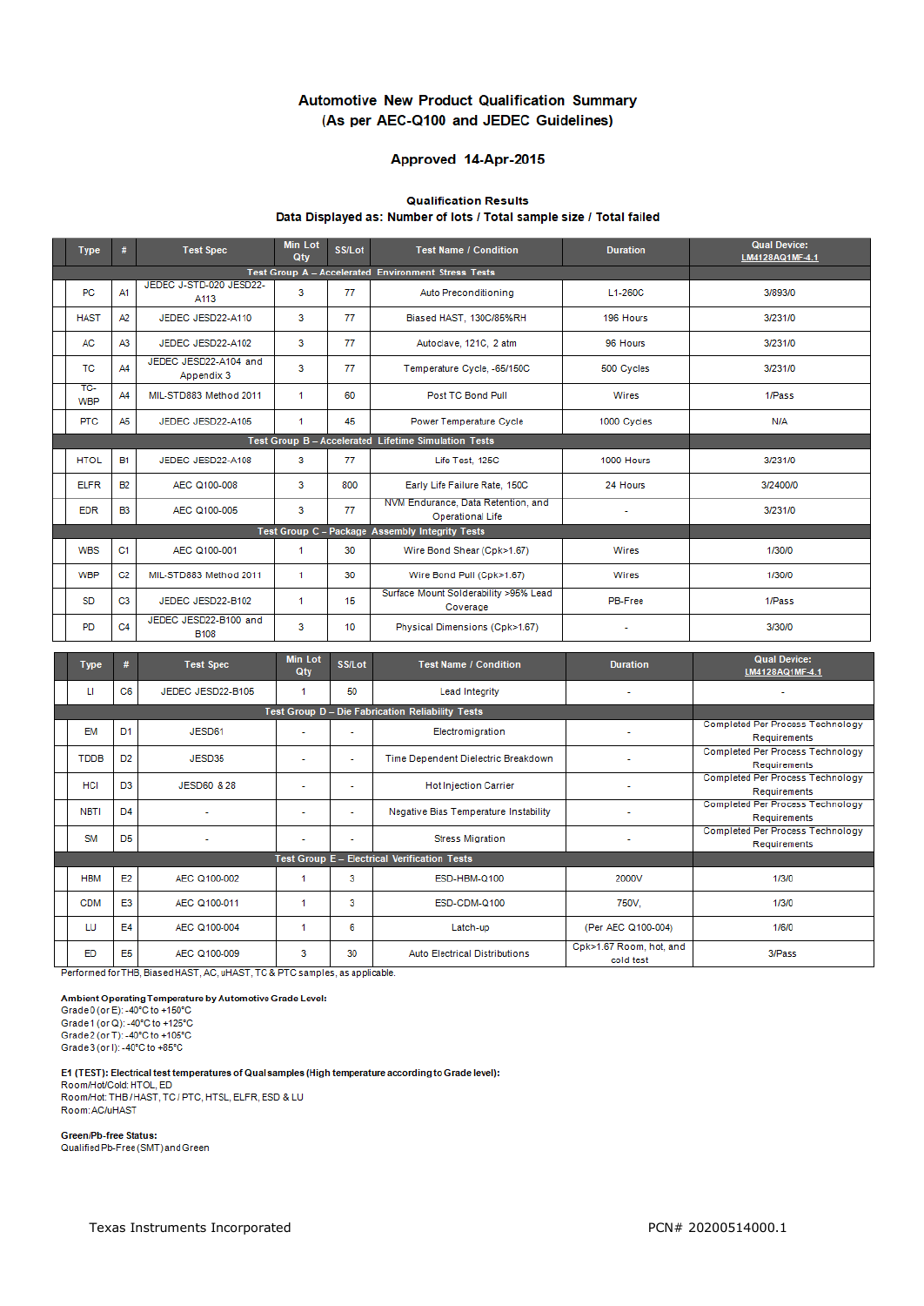# Automotive New Product Qualification Summary
## (As per AEC-Q100 and JEDEC Guidelines)

### Approved 14-Apr-2015

**Qualification Results**
**Data Displayed as: Number of lots / Total sample size / Total failed**

| Type | # | Test Spec | Min Lot Qty | SS/Lot | Test Name / Condition | Duration | Qual Device: LM4128AQ1MF-4.1 |
|---|---|---|---|---|---|---|---|
| **Test Group A – Accelerated Environment Stress Tests** | | | | | | | |
| PC | A1 | JEDEC J-STD-020 JESD22-A113 | 3 | 77 | Auto Preconditioning | L1-260C | 3/893/0 |
| HAST | A2 | JEDEC JESD22-A110 | 3 | 77 | Biased HAST, 130C/85%RH | 196 Hours | 3/231/0 |
| AC | A3 | JEDEC JESD22-A102 | 3 | 77 | Autoclave, 121C, 2 atm | 96 Hours | 3/231/0 |
| TC | A4 | JEDEC JESD22-A104 and Appendix 3 | 3 | 77 | Temperature Cycle, -65/150C | 500 Cycles | 3/231/0 |
| TC-WBP | A4 | MIL-STD883 Method 2011 | 1 | 60 | Post TC Bond Pull | Wires | 1/Pass |
| PTC | A5 | JEDEC JESD22-A105 | 1 | 45 | Power Temperature Cycle | 1000 Cycles | N/A |
| **Test Group B – Accelerated Lifetime Simulation Tests** | | | | | | | |
| HTOL | B1 | JEDEC JESD22-A108 | 3 | 77 | Life Test, 125C | 1000 Hours | 3/231/0 |
| ELFR | B2 | AEC Q100-008 | 3 | 800 | Early Life Failure Rate, 150C | 24 Hours | 3/2400/0 |
| EDR | B3 | AEC Q100-005 | 3 | 77 | NVM Endurance, Data Retention, and Operational Life | - | 3/231/0 |
| **Test Group C – Package Assembly Integrity Tests** | | | | | | | |
| WBS | C1 | AEC Q100-001 | 1 | 30 | Wire Bond Shear (Cpk>1.67) | Wires | 1/30/0 |
| WBP | C2 | MIL-STD883 Method 2011 | 1 | 30 | Wire Bond Pull (Cpk>1.67) | Wires | 1/30/0 |
| SD | C3 | JEDEC JESD22-B102 | 1 | 15 | Surface Mount Solderability >95% Lead Coverage | PB-Free | 1/Pass |
| PD | C4 | JEDEC JESD22-B100 and B108 | 3 | 10 | Physical Dimensions (Cpk>1.67) | - | 3/30/0 |

| Type | # | Test Spec | Min Lot Qty | SS/Lot | Test Name / Condition | Duration | Qual Device: LM4128AQ1MF-4.1 |
|---|---|---|---|---|---|---|---|
| LI | C6 | JEDEC JESD22-B105 | 1 | 50 | Lead Integrity | - | - |
| **Test Group D – Die Fabrication Reliability Tests** | | | | | | | |
| EM | D1 | JESD61 | - | - | Electromigration | - | Completed Per Process Technology Requirements |
| TDDB | D2 | JESD35 | - | - | Time Dependent Dielectric Breakdown | - | Completed Per Process Technology Requirements |
| HCI | D3 | JESD60 & 28 | - | - | Hot Injection Carrier | - | Completed Per Process Technology Requirements |
| NBTI | D4 | - | - | - | Negative Bias Temperature Instability | - | Completed Per Process Technology Requirements |
| SM | D5 | - | - | - | Stress Migration | - | Completed Per Process Technology Requirements |
| **Test Group E – Electrical Verification Tests** | | | | | | | |
| HBM | E2 | AEC Q100-002 | 1 | 3 | ESD-HBM-Q100 | 2000V | 1/3/0 |
| CDM | E3 | AEC Q100-011 | 1 | 3 | ESD-CDM-Q100 | 750V, | 1/3/0 |
| LU | E4 | AEC Q100-004 | 1 | 6 | Latch-up | (Per AEC Q100-004) | 1/6/0 |
| ED | E5 | AEC Q100-009 | 3 | 30 | Auto Electrical Distributions | Cpk>1.67 Room, hot, and cold test | 3/Pass |

Performed for THB, Biased HAST, AC, uHAST, TC & PTC samples, as applicable.

**Ambient Operating Temperature by Automotive Grade Level:**
Grade 0 (or E): -40°C to +150°C
Grade 1 (or Q): -40°C to +125°C
Grade 2 (or T): -40°C to +105°C
Grade 3 (or I): -40°C to +85°C

**E1 (TEST): Electrical test temperatures of Qual samples (High temperature according to Grade level):**
Room/Hot/Cold: HTOL, ED
Room/Hot: THB / HAST, TC / PTC, HTSL, ELFR, ESD & LU
Room: AC/uHAST

**Green/Pb-free Status:**
Qualified Pb-Free (SMT) and Green

Texas Instruments Incorporated PCN# 20200514000.1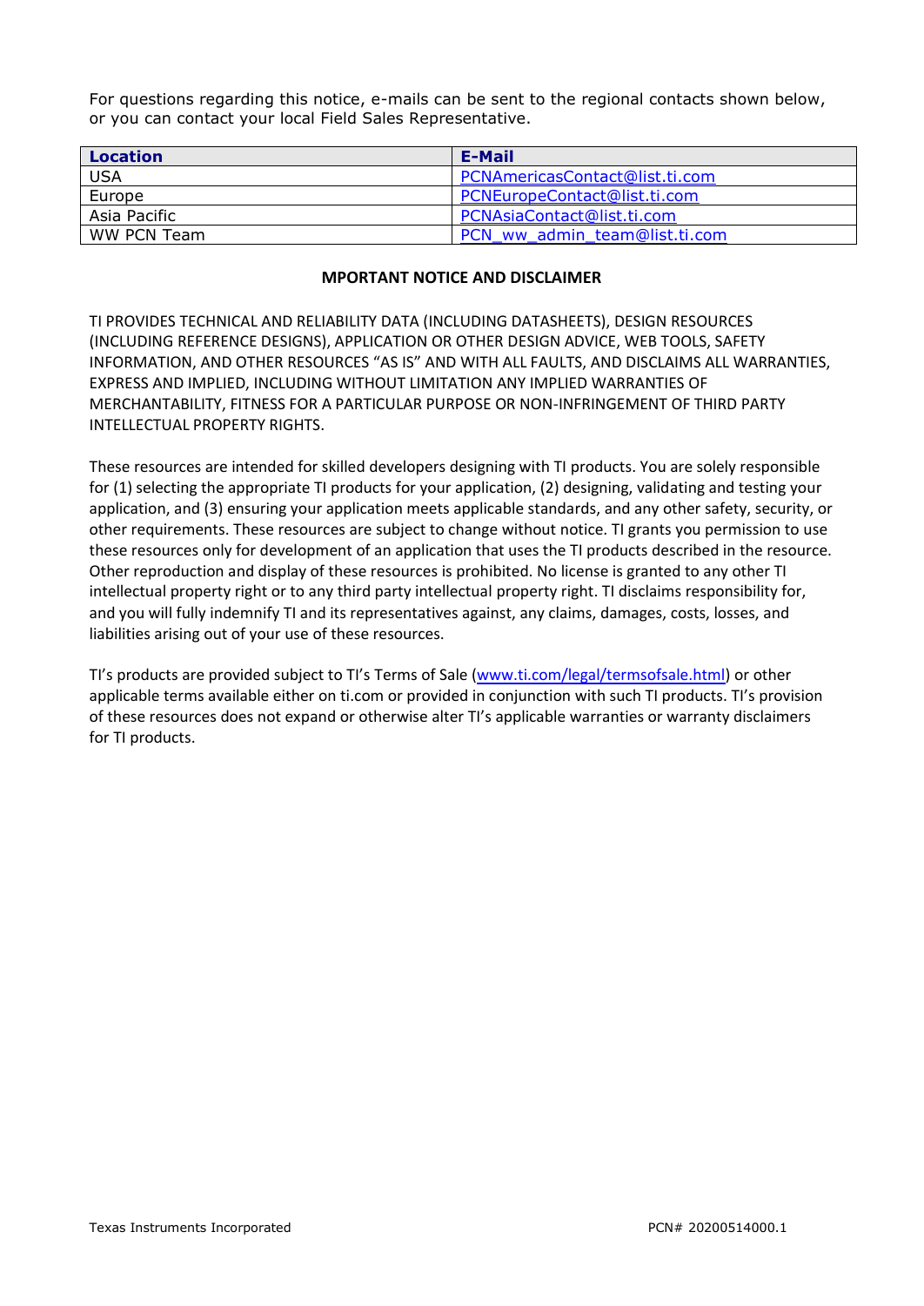For questions regarding this notice, e-mails can be sent to the regional contacts shown below, or you can contact your local Field Sales Representative.

| Location | E-Mail |
|---|---|
| USA | PCNAmericasContact@list.ti.com |
| Europe | PCNEuropeContact@list.ti.com |
| Asia Pacific | PCNAsiaContact@list.ti.com |
| WW PCN Team | PCN_ww_admin_team@list.ti.com |

**MPORTANT NOTICE AND DISCLAIMER**

TI PROVIDES TECHNICAL AND RELIABILITY DATA (INCLUDING DATASHEETS), DESIGN RESOURCES (INCLUDING REFERENCE DESIGNS), APPLICATION OR OTHER DESIGN ADVICE, WEB TOOLS, SAFETY INFORMATION, AND OTHER RESOURCES "AS IS" AND WITH ALL FAULTS, AND DISCLAIMS ALL WARRANTIES, EXPRESS AND IMPLIED, INCLUDING WITHOUT LIMITATION ANY IMPLIED WARRANTIES OF MERCHANTABILITY, FITNESS FOR A PARTICULAR PURPOSE OR NON-INFRINGEMENT OF THIRD PARTY INTELLECTUAL PROPERTY RIGHTS.

These resources are intended for skilled developers designing with TI products. You are solely responsible for (1) selecting the appropriate TI products for your application, (2) designing, validating and testing your application, and (3) ensuring your application meets applicable standards, and any other safety, security, or other requirements. These resources are subject to change without notice. TI grants you permission to use these resources only for development of an application that uses the TI products described in the resource. Other reproduction and display of these resources is prohibited. No license is granted to any other TI intellectual property right or to any third party intellectual property right. TI disclaims responsibility for, and you will fully indemnify TI and its representatives against, any claims, damages, costs, losses, and liabilities arising out of your use of these resources.

TI's products are provided subject to TI's Terms of Sale (www.ti.com/legal/termsofsale.html) or other applicable terms available either on ti.com or provided in conjunction with such TI products. TI's provision of these resources does not expand or otherwise alter TI's applicable warranties or warranty disclaimers for TI products.